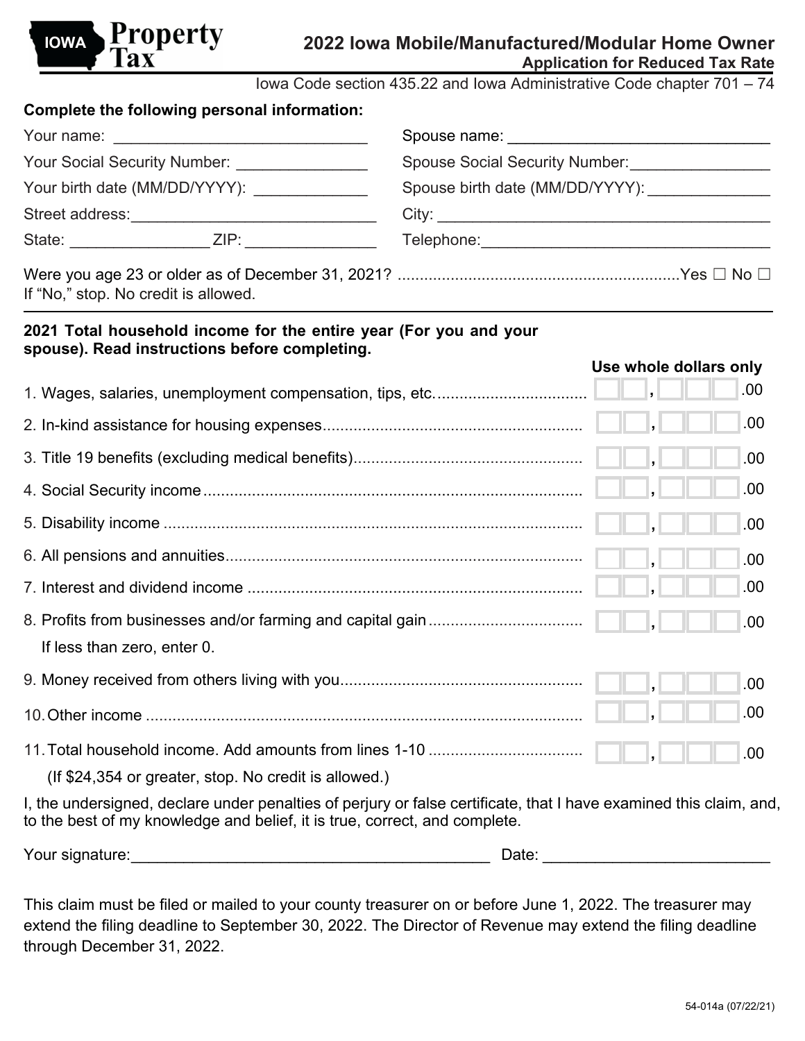IOWA **Property Tax**

# 2022 Iowa Mobile/Manufactured/Modular Home Owner

## Application for Reduced Tax Rate

Iowa Code section 435.22 and Iowa Administrative Code chapter 701 – 74

**Complete the following personal information:**

Your name: ____________________________ Spouse name: ____________________________

Your Social Security Number: _______________ Spouse Social Security Number: _______________

Your birth date (MM/DD/YYYY): _____________ Spouse birth date (MM/DD/YYYY): _____________

Street address: ____________________________ City: ____________________________

State: _______________ ZIP: _______________ Telephone: ____________________________

Were you age 23 or older as of December 31, 2021? ................................................................Yes ☐ No ☐
If "No," stop. No credit is allowed.

**2021 Total household income for the entire year (For you and your spouse). Read instructions before completing.**

| | Use whole dollars only |
|---|---|
| 1. Wages, salaries, unemployment compensation, tips, etc. | ___,_____.00 |
| 2. In-kind assistance for housing expenses | ___,_____.00 |
| 3. Title 19 benefits (excluding medical benefits) | ___,_____.00 |
| 4. Social Security income | ___,_____.00 |
| 5. Disability income | ___,_____.00 |
| 6. All pensions and annuities | ___,_____.00 |
| 7. Interest and dividend income | ___,_____.00 |
| 8. Profits from businesses and/or farming and capital gain<br>If less than zero, enter 0. | ___,_____.00 |
| 9. Money received from others living with you | ___,_____.00 |
| 10. Other income | ___,_____.00 |
| 11. Total household income. Add amounts from lines 1-10<br>(If $24,354 or greater, stop. No credit is allowed.) | ___,_____.00 |

I, the undersigned, declare under penalties of perjury or false certificate, that I have examined this claim, and, to the best of my knowledge and belief, it is true, correct, and complete.

Your signature: ________________________________________ Date: _________________________

This claim must be filed or mailed to your county treasurer on or before June 1, 2022. The treasurer may extend the filing deadline to September 30, 2022. The Director of Revenue may extend the filing deadline through December 31, 2022.

54-014a (07/22/21)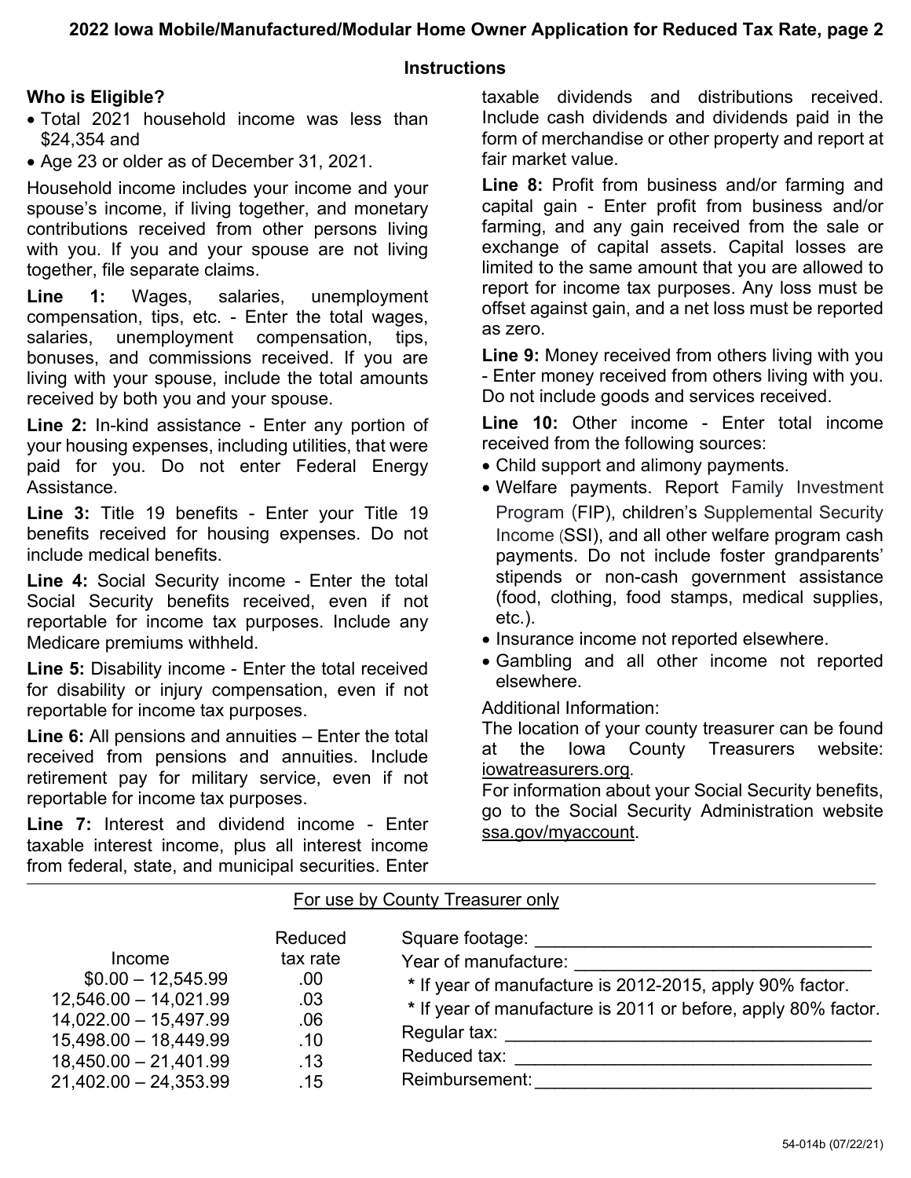# 2022 Iowa Mobile/Manufactured/Modular Home Owner Application for Reduced Tax Rate, page 2

## Instructions

**Who is Eligible?**

- Total 2021 household income was less than $24,354 and
- Age 23 or older as of December 31, 2021.

Household income includes your income and your spouse's income, if living together, and monetary contributions received from other persons living with you. If you and your spouse are not living together, file separate claims.

**Line 1:** Wages, salaries, unemployment compensation, tips, etc. - Enter the total wages, salaries, unemployment compensation, tips, bonuses, and commissions received. If you are living with your spouse, include the total amounts received by both you and your spouse.

**Line 2:** In-kind assistance - Enter any portion of your housing expenses, including utilities, that were paid for you. Do not enter Federal Energy Assistance.

**Line 3:** Title 19 benefits - Enter your Title 19 benefits received for housing expenses. Do not include medical benefits.

**Line 4:** Social Security income - Enter the total Social Security benefits received, even if not reportable for income tax purposes. Include any Medicare premiums withheld.

**Line 5:** Disability income - Enter the total received for disability or injury compensation, even if not reportable for income tax purposes.

**Line 6:** All pensions and annuities – Enter the total received from pensions and annuities. Include retirement pay for military service, even if not reportable for income tax purposes.

**Line 7:** Interest and dividend income - Enter taxable interest income, plus all interest income from federal, state, and municipal securities. Enter taxable dividends and distributions received. Include cash dividends and dividends paid in the form of merchandise or other property and report at fair market value.

**Line 8:** Profit from business and/or farming and capital gain - Enter profit from business and/or farming, and any gain received from the sale or exchange of capital assets. Capital losses are limited to the same amount that you are allowed to report for income tax purposes. Any loss must be offset against gain, and a net loss must be reported as zero.

**Line 9:** Money received from others living with you - Enter money received from others living with you. Do not include goods and services received.

**Line 10:** Other income - Enter total income received from the following sources:

- Child support and alimony payments.
- Welfare payments. Report Family Investment Program (FIP), children's Supplemental Security Income (SSI), and all other welfare program cash payments. Do not include foster grandparents' stipends or non-cash government assistance (food, clothing, food stamps, medical supplies, etc.).
- Insurance income not reported elsewhere.
- Gambling and all other income not reported elsewhere.

Additional Information:

The location of your county treasurer can be found at the Iowa County Treasurers website: iowatreasurers.org.

For information about your Social Security benefits, go to the Social Security Administration website ssa.gov/myaccount.

---

For use by County Treasurer only

| Income | Reduced tax rate |
|---|---|
| $0.00 – 12,545.99 | .00 |
| 12,546.00 – 14,021.99 | .03 |
| 14,022.00 – 15,497.99 | .06 |
| 15,498.00 – 18,449.99 | .10 |
| 18,450.00 – 21,401.99 | .13 |
| 21,402.00 – 24,353.99 | .15 |

Square footage: ___________________________________

Year of manufacture: _______________________________

**\*** If year of manufacture is 2012-2015, apply 90% factor.

**\*** If year of manufacture is 2011 or before, apply 80% factor.

Regular tax: ______________________________________

Reduced tax: ______________________________________

Reimbursement: ___________________________________

54-014b (07/22/21)